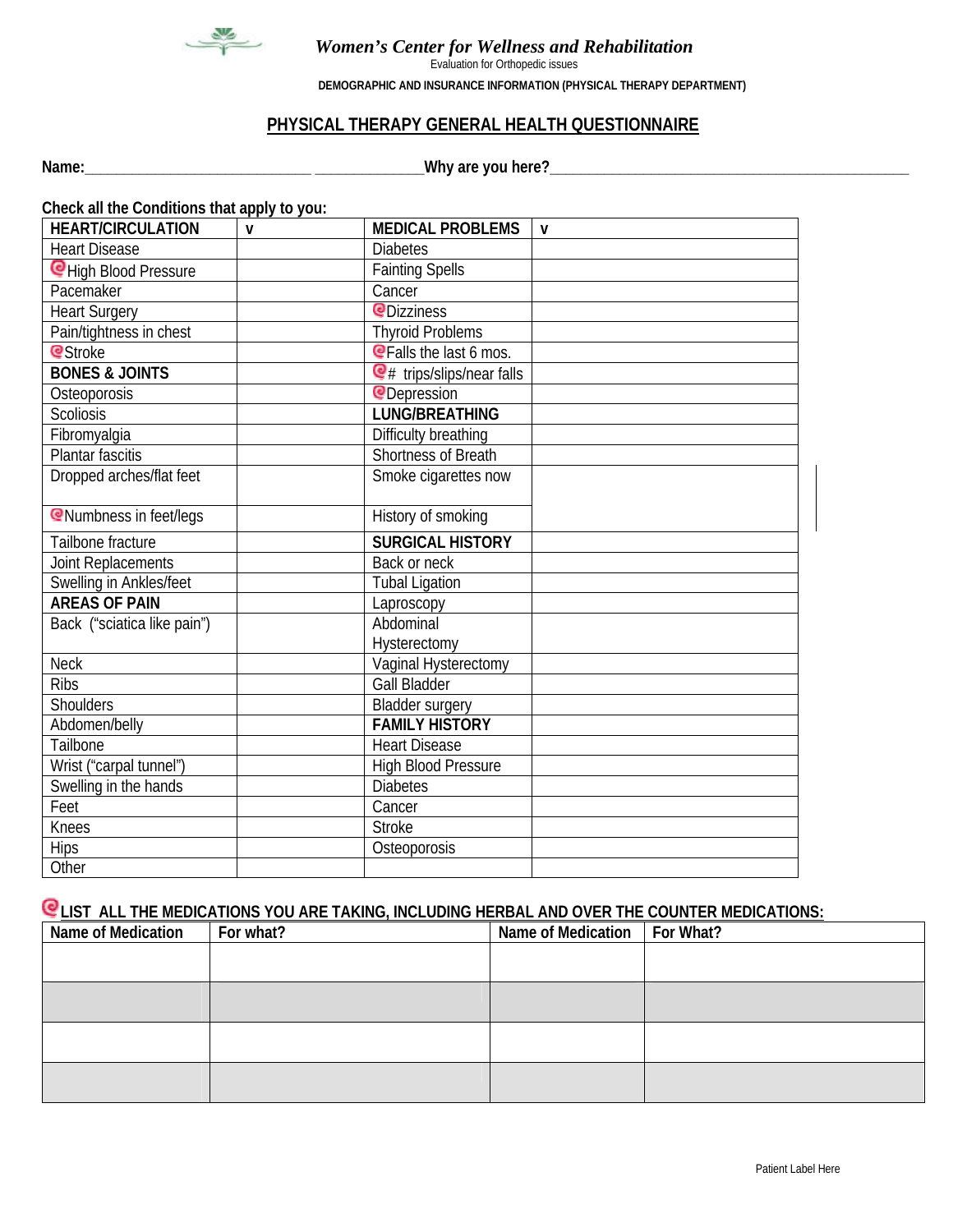**Women's Center for Wellness and Rehabilitation**

Evaluation for Orthopedic issues

DEMOGRAPHIC AND INSURANCE INFORMATION (PHYSICAL THERAPY DEPARTMENT)

## PHYSICAL THERAPY GENERAL HEALTH QUESTIONNAIRE

**Name:**_____________________________ ______________**Why are you here?**_____________________________________________

**Check all the Conditions that apply to you:**

| HEART/CIRCULATION | v | MEDICAL PROBLEMS | v |
|---|---|---|---|
| Heart Disease | | Diabetes | |
| High Blood Pressure | | Fainting Spells | |
| Pacemaker | | Cancer | |
| Heart Surgery | | Dizziness | |
| Pain/tightness in chest | | Thyroid Problems | |
| Stroke | | Falls the last 6 mos. | |
| **BONES & JOINTS** | | # trips/slips/near falls | |
| Osteoporosis | | Depression | |
| Scoliosis | | **LUNG/BREATHING** | |
| Fibromyalgia | | Difficulty breathing | |
| Plantar fascitis | | Shortness of Breath | |
| Dropped arches/flat feet | | Smoke cigarettes now | |
| Numbness in feet/legs | | History of smoking | |
| Tailbone fracture | | **SURGICAL HISTORY** | |
| Joint Replacements | | Back or neck | |
| Swelling in Ankles/feet | | Tubal Ligation | |
| **AREAS OF PAIN** | | Laproscopy | |
| Back ("sciatica like pain") | | Abdominal Hysterectomy | |
| Neck | | Vaginal Hysterectomy | |
| Ribs | | Gall Bladder | |
| Shoulders | | Bladder surgery | |
| Abdomen/belly | | **FAMILY HISTORY** | |
| Tailbone | | Heart Disease | |
| Wrist ("carpal tunnel") | | High Blood Pressure | |
| Swelling in the hands | | Diabetes | |
| Feet | | Cancer | |
| Knees | | Stroke | |
| Hips | | Osteoporosis | |
| Other | | | |

**LIST ALL THE MEDICATIONS YOU ARE TAKING, INCLUDING HERBAL AND OVER THE COUNTER MEDICATIONS:**

| Name of Medication | For what? | Name of Medication | For What? |
|---|---|---|---|
| | | | |
| | | | |
| | | | |
| | | | |

Patient Label Here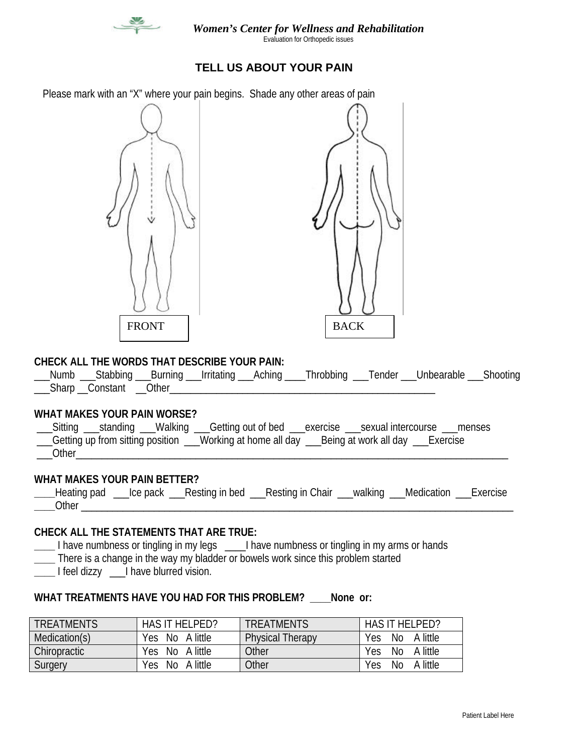*Women's Center for Wellness and Rehabilitation*
Evaluation for Orthopedic issues

## TELL US ABOUT YOUR PAIN

Please mark with an "X" where your pain begins. Shade any other areas of pain

FRONT

BACK

**CHECK ALL THE WORDS THAT DESCRIBE YOUR PAIN:**
___Numb ___Stabbing ___Burning ___Irritating ___Aching ____Throbbing ___Tender ___Unbearable ___Shooting
___Sharp __Constant __Other___________________________________________________

**WHAT MAKES YOUR PAIN WORSE?**
___Sitting ___standing ___Walking ___Getting out of bed ___exercise ___sexual intercourse ___menses
___Getting up from sitting position ___Working at home all day ___Being at work all day ___Exercise
___Other_____________________________________________________________________________________

**WHAT MAKES YOUR PAIN BETTER?**
____Heating pad ___Ice pack ___Resting in bed ___Resting in Chair ___walking ___Medication ___Exercise
____Other ____________________________________________________________________________________

**CHECK ALL THE STATEMENTS THAT ARE TRUE:**
____ I have numbness or tingling in my legs ____I have numbness or tingling in my arms or hands
____ There is a change in the way my bladder or bowels work since this problem started
____ I feel dizzy ___I have blurred vision.

**WHAT TREATMENTS HAVE YOU HAD FOR THIS PROBLEM? ____None or:**

| TREATMENTS | HAS IT HELPED? | TREATMENTS | HAS IT HELPED? |
|---|---|---|---|
| Medication(s) | Yes No A little | Physical Therapy | Yes No A little |
| Chiropractic | Yes No A little | Other | Yes No A little |
| Surgery | Yes No A little | Other | Yes No A little |

Patient Label Here